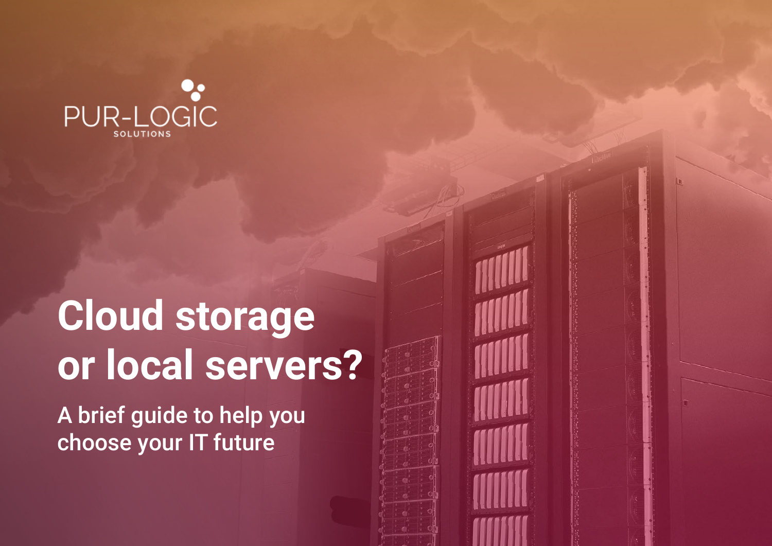PUR-LOGIC
SOLUTIONS

# Cloud storage or local servers?

## A brief guide to help you choose your IT future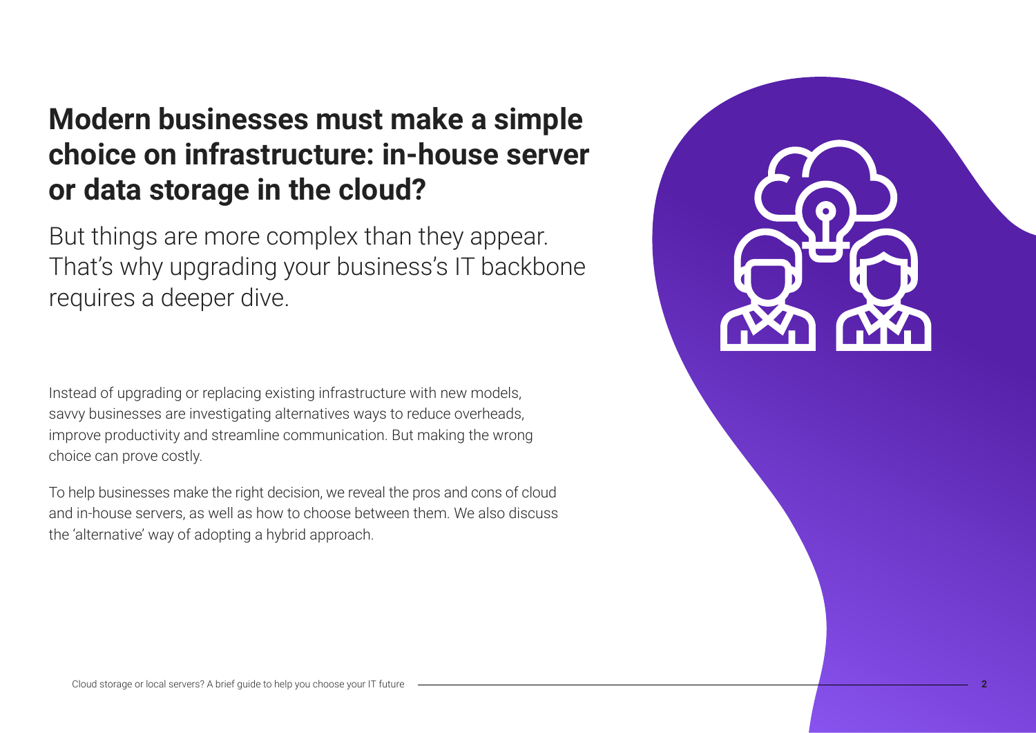# Modern businesses must make a simple choice on infrastructure: in-house server or data storage in the cloud?

But things are more complex than they appear. That's why upgrading your business's IT backbone requires a deeper dive.

Instead of upgrading or replacing existing infrastructure with new models, savvy businesses are investigating alternatives ways to reduce overheads, improve productivity and streamline communication. But making the wrong choice can prove costly.

To help businesses make the right decision, we reveal the pros and cons of cloud and in-house servers, as well as how to choose between them. We also discuss the 'alternative' way of adopting a hybrid approach.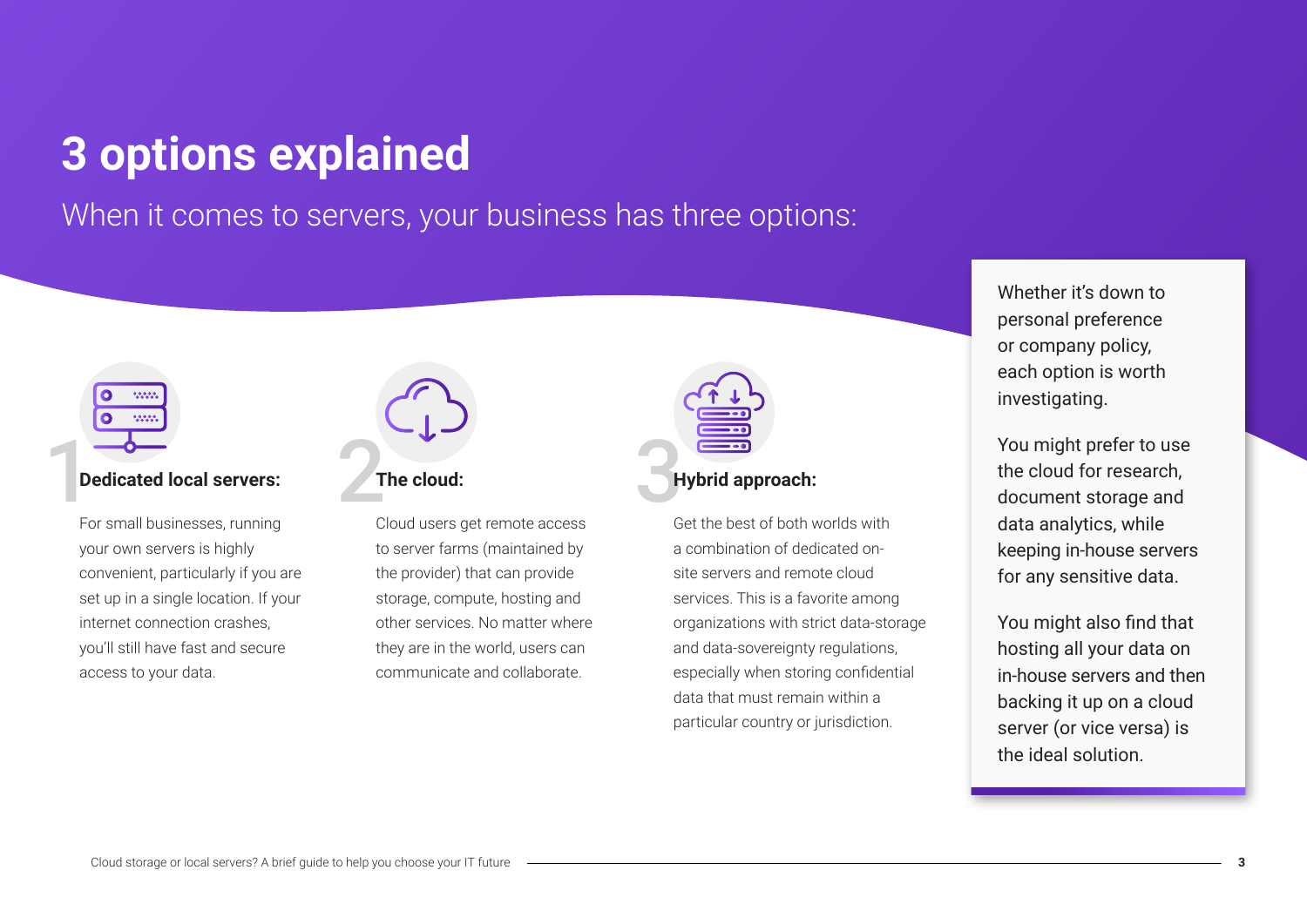# 3 options explained

When it comes to servers, your business has three options:

### 1 Dedicated local servers:

For small businesses, running your own servers is highly convenient, particularly if you are set up in a single location. If your internet connection crashes, you'll still have fast and secure access to your data.

### 2 The cloud:

Cloud users get remote access to server farms (maintained by the provider) that can provide storage, compute, hosting and other services. No matter where they are in the world, users can communicate and collaborate.

### 3 Hybrid approach:

Get the best of both worlds with a combination of dedicated on-site servers and remote cloud services. This is a favorite among organizations with strict data-storage and data-sovereignty regulations, especially when storing confidential data that must remain within a particular country or jurisdiction.

Whether it's down to personal preference or company policy, each option is worth investigating.

You might prefer to use the cloud for research, document storage and data analytics, while keeping in-house servers for any sensitive data.

You might also find that hosting all your data on in-house servers and then backing it up on a cloud server (or vice versa) is the ideal solution.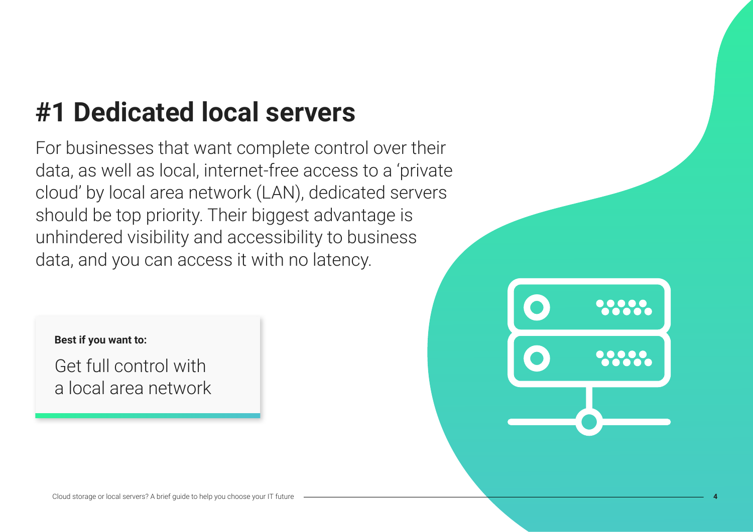# #1 Dedicated local servers

For businesses that want complete control over their data, as well as local, internet-free access to a 'private cloud' by local area network (LAN), dedicated servers should be top priority. Their biggest advantage is unhindered visibility and accessibility to business data, and you can access it with no latency.

**Best if you want to:**

Get full control with a local area network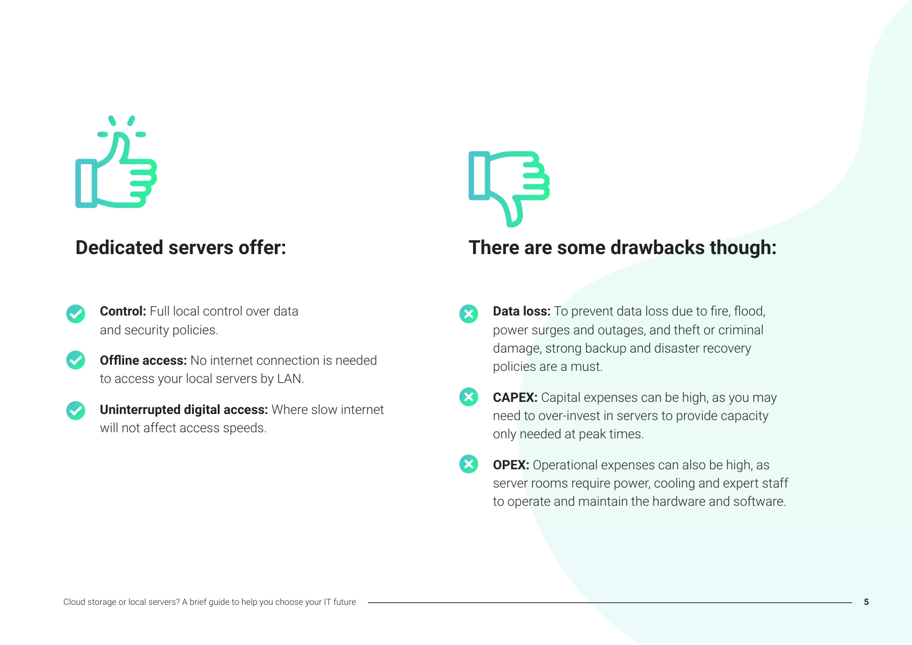## Dedicated servers offer:

- **Control:** Full local control over data and security policies.
- **Offline access:** No internet connection is needed to access your local servers by LAN.
- **Uninterrupted digital access:** Where slow internet will not affect access speeds.

## There are some drawbacks though:

- **Data loss:** To prevent data loss due to fire, flood, power surges and outages, and theft or criminal damage, strong backup and disaster recovery policies are a must.
- **CAPEX:** Capital expenses can be high, as you may need to over-invest in servers to provide capacity only needed at peak times.
- **OPEX:** Operational expenses can also be high, as server rooms require power, cooling and expert staff to operate and maintain the hardware and software.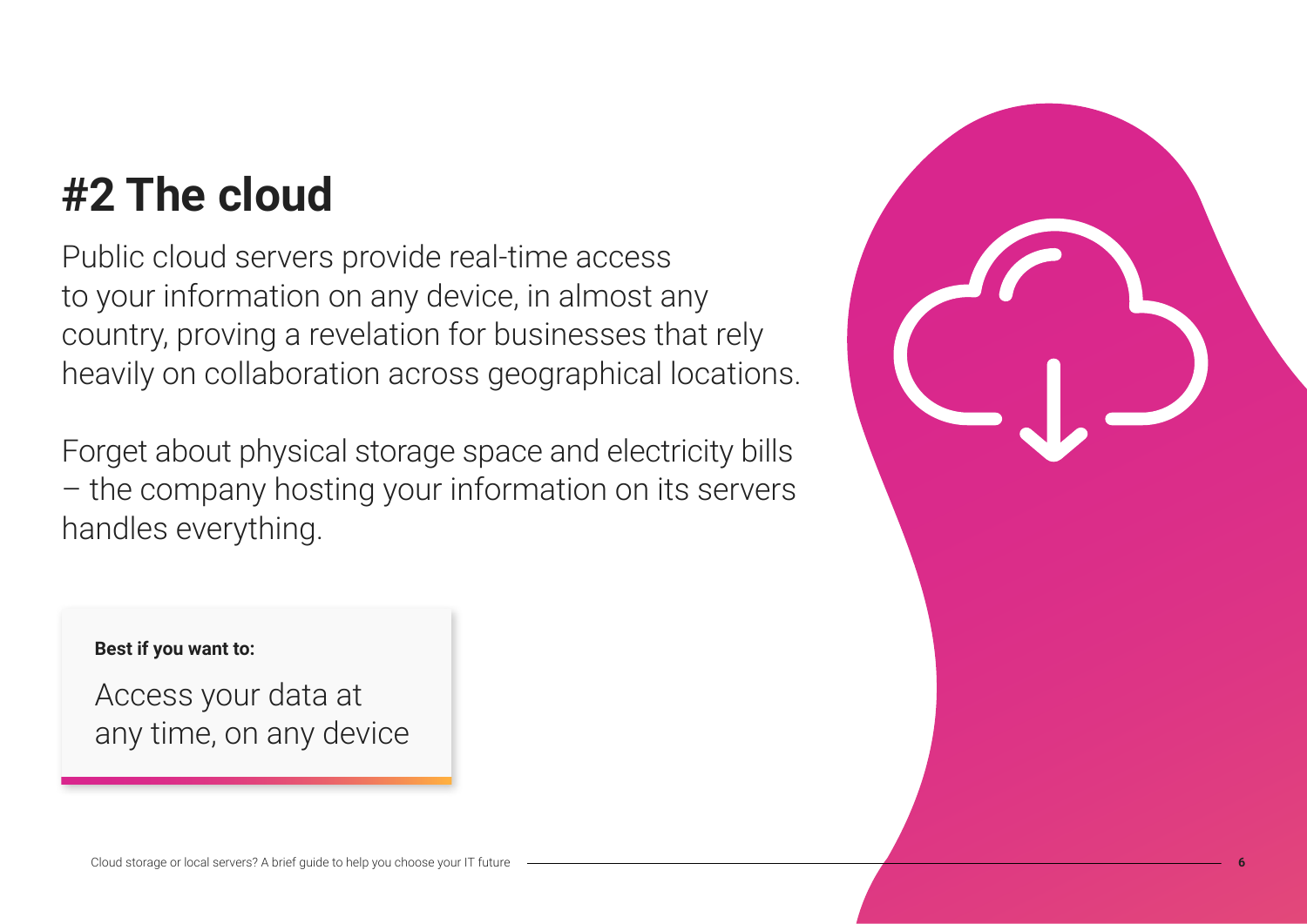# #2 The cloud

Public cloud servers provide real-time access to your information on any device, in almost any country, proving a revelation for businesses that rely heavily on collaboration across geographical locations.

Forget about physical storage space and electricity bills – the company hosting your information on its servers handles everything.

**Best if you want to:**

Access your data at any time, on any device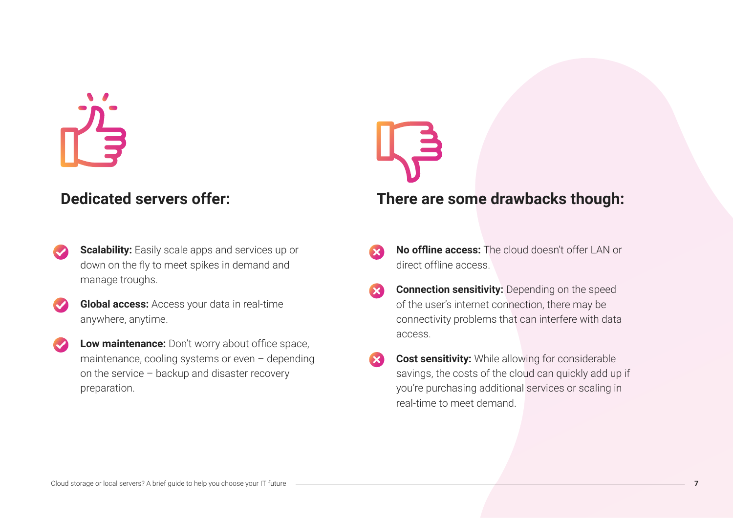## Dedicated servers offer:

- **Scalability:** Easily scale apps and services up or down on the fly to meet spikes in demand and manage troughs.
- **Global access:** Access your data in real-time anywhere, anytime.
- **Low maintenance:** Don't worry about office space, maintenance, cooling systems or even – depending on the service – backup and disaster recovery preparation.

## There are some drawbacks though:

- **No offline access:** The cloud doesn't offer LAN or direct offline access.
- **Connection sensitivity:** Depending on the speed of the user's internet connection, there may be connectivity problems that can interfere with data access.
- **Cost sensitivity:** While allowing for considerable savings, the costs of the cloud can quickly add up if you're purchasing additional services or scaling in real-time to meet demand.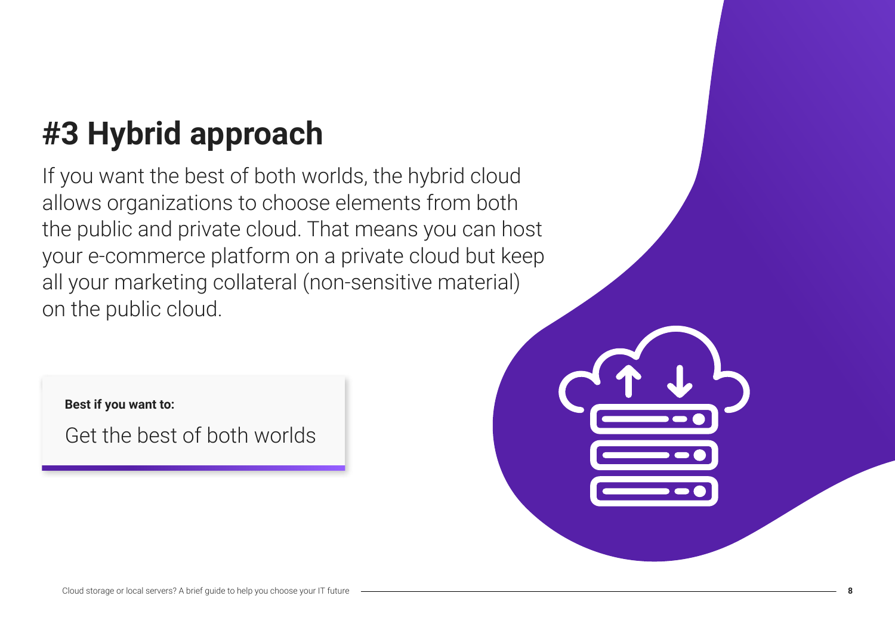# #3 Hybrid approach

If you want the best of both worlds, the hybrid cloud allows organizations to choose elements from both the public and private cloud. That means you can host your e-commerce platform on a private cloud but keep all your marketing collateral (non-sensitive material) on the public cloud.

**Best if you want to:**

Get the best of both worlds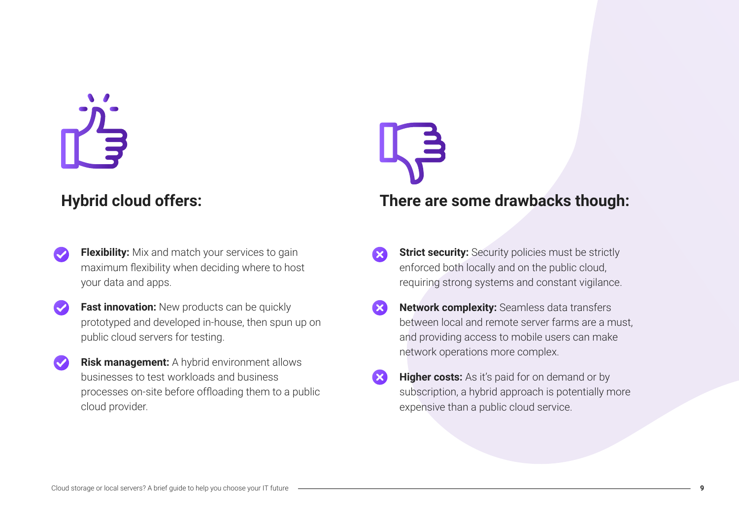## Hybrid cloud offers:

- **Flexibility:** Mix and match your services to gain maximum flexibility when deciding where to host your data and apps.
- **Fast innovation:** New products can be quickly prototyped and developed in-house, then spun up on public cloud servers for testing.
- **Risk management:** A hybrid environment allows businesses to test workloads and business processes on-site before offloading them to a public cloud provider.

## There are some drawbacks though:

- **Strict security:** Security policies must be strictly enforced both locally and on the public cloud, requiring strong systems and constant vigilance.
- **Network complexity:** Seamless data transfers between local and remote server farms are a must, and providing access to mobile users can make network operations more complex.
- **Higher costs:** As it's paid for on demand or by subscription, a hybrid approach is potentially more expensive than a public cloud service.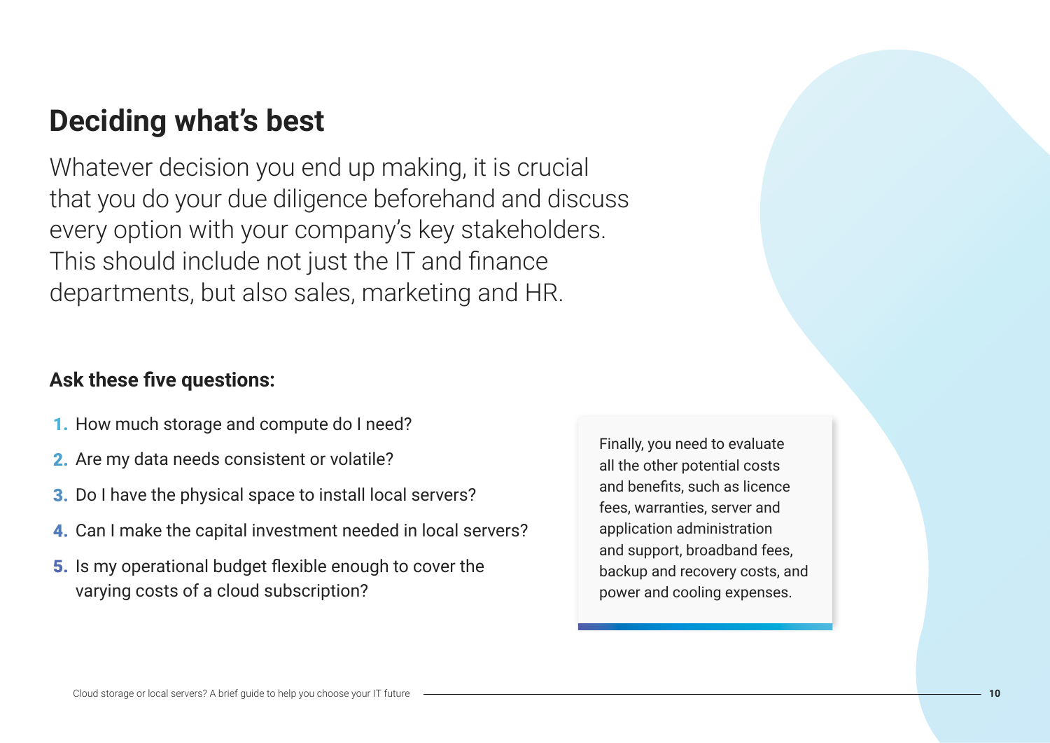# Deciding what's best

Whatever decision you end up making, it is crucial that you do your due diligence beforehand and discuss every option with your company's key stakeholders. This should include not just the IT and finance departments, but also sales, marketing and HR.

**Ask these five questions:**

1. How much storage and compute do I need?
2. Are my data needs consistent or volatile?
3. Do I have the physical space to install local servers?
4. Can I make the capital investment needed in local servers?
5. Is my operational budget flexible enough to cover the varying costs of a cloud subscription?

Finally, you need to evaluate all the other potential costs and benefits, such as licence fees, warranties, server and application administration and support, broadband fees, backup and recovery costs, and power and cooling expenses.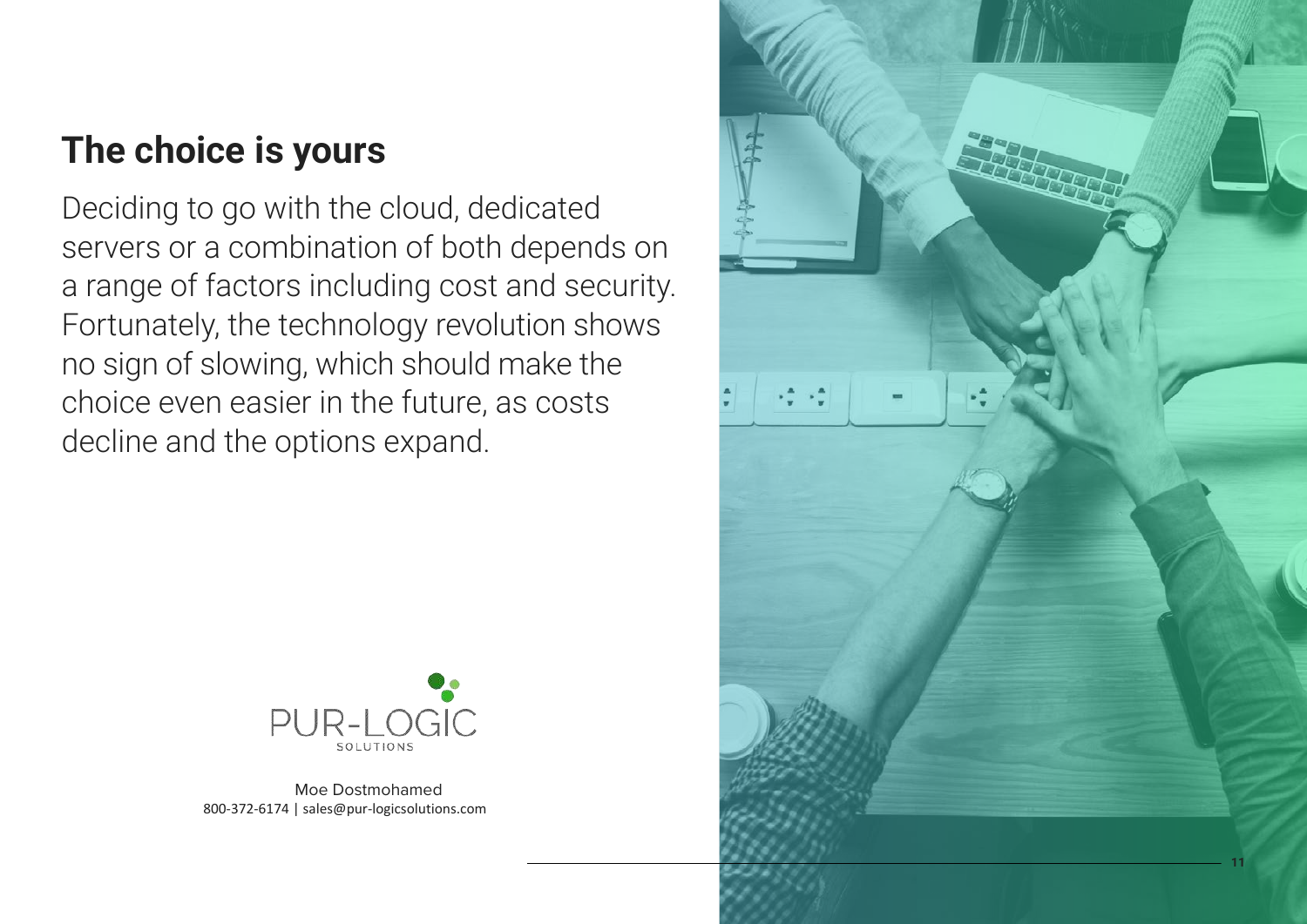## The choice is yours

Deciding to go with the cloud, dedicated servers or a combination of both depends on a range of factors including cost and security. Fortunately, the technology revolution shows no sign of slowing, which should make the choice even easier in the future, as costs decline and the options expand.

PUR-LOGIC SOLUTIONS

Moe Dostmohamed
800-372-6174 | sales@pur-logicsolutions.com